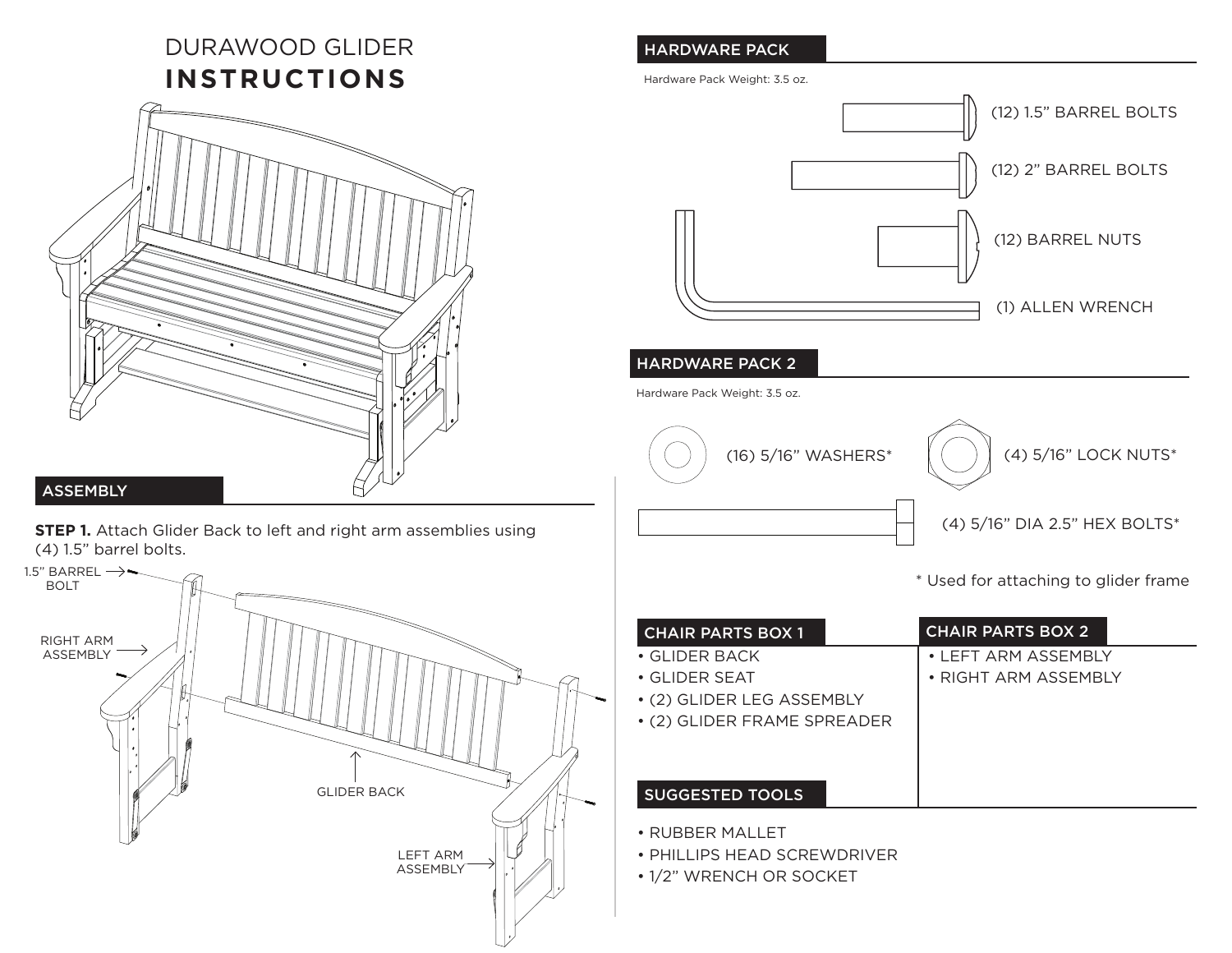# DURAWOOD GLIDER **INSTRUCTIONS**

## ASSEMBLY

**STEP 1.** Attach Glider Back to left and right arm assemblies using (4) 1.5" barrel bolts.

1.5" BARREL BOLT

RIGHT ARM ASSEMBLY

GLIDER BACK

LEFT ARM ASSEMBLY

## HARDWARE PACK

Hardware Pack Weight: 3.5 oz.

- (12) 1.5" BARREL BOLTS
- (12) 2" BARREL BOLTS
- (12) BARREL NUTS
- (1) ALLEN WRENCH

## HARDWARE PACK 2

Hardware Pack Weight: 3.5 oz.

- (16) 5/16" WASHERS*
- (4) 5/16" LOCK NUTS*
- (4) 5/16" DIA 2.5" HEX BOLTS*

\* Used for attaching to glider frame

## CHAIR PARTS BOX 1

- GLIDER BACK
- GLIDER SEAT
- (2) GLIDER LEG ASSEMBLY
- (2) GLIDER FRAME SPREADER

## CHAIR PARTS BOX 2

- LEFT ARM ASSEMBLY
- RIGHT ARM ASSEMBLY

## SUGGESTED TOOLS

- RUBBER MALLET
- PHILLIPS HEAD SCREWDRIVER
- 1/2" WRENCH OR SOCKET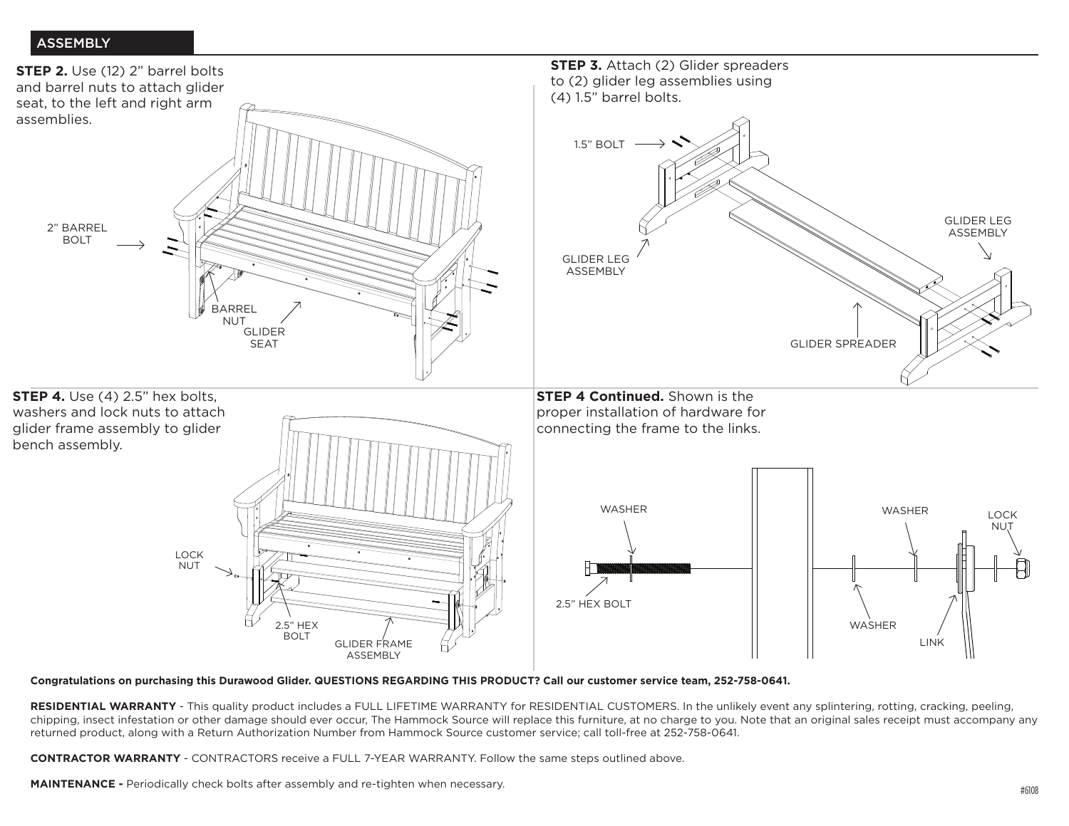## ASSEMBLY

**STEP 2.** Use (12) 2" barrel bolts and barrel nuts to attach glider seat, to the left and right arm assemblies.

2" BARREL BOLT

BARREL NUT

GLIDER SEAT

**STEP 3.** Attach (2) Glider spreaders to (2) glider leg assemblies using (4) 1.5" barrel bolts.

1.5" BOLT

GLIDER LEG ASSEMBLY

GLIDER LEG ASSEMBLY

GLIDER SPREADER

**STEP 4.** Use (4) 2.5" hex bolts, washers and lock nuts to attach glider frame assembly to glider bench assembly.

LOCK NUT

2.5" HEX BOLT

GLIDER FRAME ASSEMBLY

**STEP 4 Continued.** Shown is the proper installation of hardware for connecting the frame to the links.

WASHER

WASHER

LOCK NUT

2.5" HEX BOLT

WASHER

LINK

**Congratulations on purchasing this Durawood Glider. QUESTIONS REGARDING THIS PRODUCT? Call our customer service team, 252-758-0641.**

**RESIDENTIAL WARRANTY** - This quality product includes a FULL LIFETIME WARRANTY for RESIDENTIAL CUSTOMERS. In the unlikely event any splintering, rotting, cracking, peeling, chipping, insect infestation or other damage should ever occur, The Hammock Source will replace this furniture, at no charge to you. Note that an original sales receipt must accompany any returned product, along with a Return Authorization Number from Hammock Source customer service; call toll-free at 252-758-0641.

**CONTRACTOR WARRANTY** - CONTRACTORS receive a FULL 7-YEAR WARRANTY. Follow the same steps outlined above.

**MAINTENANCE -** Periodically check bolts after assembly and re-tighten when necessary.

#6108